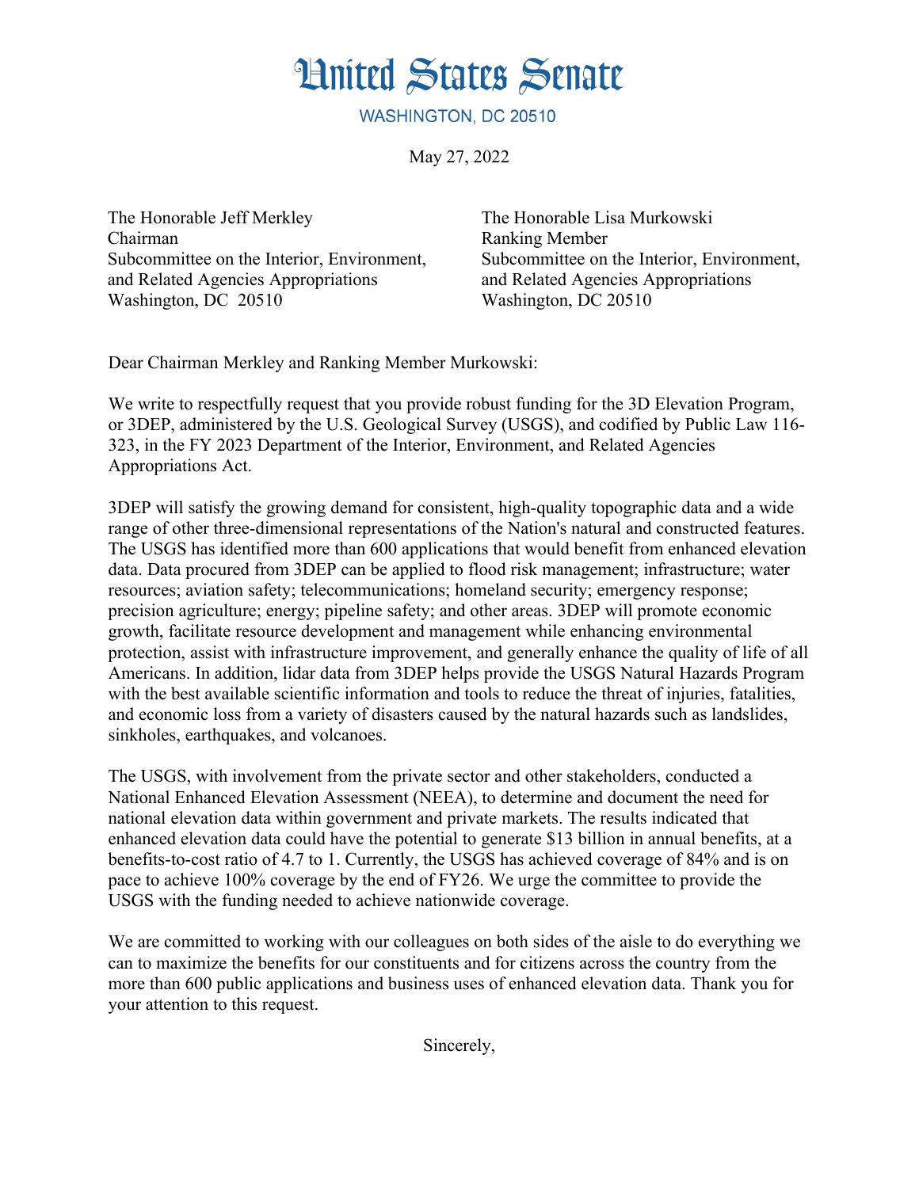# United States Senate

WASHINGTON, DC 20510

May 27, 2022

The Honorable Jeff Merkley
Chairman
Subcommittee on the Interior, Environment, and Related Agencies Appropriations
Washington, DC 20510

The Honorable Lisa Murkowski
Ranking Member
Subcommittee on the Interior, Environment, and Related Agencies Appropriations
Washington, DC 20510

Dear Chairman Merkley and Ranking Member Murkowski:

We write to respectfully request that you provide robust funding for the 3D Elevation Program, or 3DEP, administered by the U.S. Geological Survey (USGS), and codified by Public Law 116-323, in the FY 2023 Department of the Interior, Environment, and Related Agencies Appropriations Act.

3DEP will satisfy the growing demand for consistent, high-quality topographic data and a wide range of other three-dimensional representations of the Nation's natural and constructed features. The USGS has identified more than 600 applications that would benefit from enhanced elevation data. Data procured from 3DEP can be applied to flood risk management; infrastructure; water resources; aviation safety; telecommunications; homeland security; emergency response; precision agriculture; energy; pipeline safety; and other areas. 3DEP will promote economic growth, facilitate resource development and management while enhancing environmental protection, assist with infrastructure improvement, and generally enhance the quality of life of all Americans. In addition, lidar data from 3DEP helps provide the USGS Natural Hazards Program with the best available scientific information and tools to reduce the threat of injuries, fatalities, and economic loss from a variety of disasters caused by the natural hazards such as landslides, sinkholes, earthquakes, and volcanoes.

The USGS, with involvement from the private sector and other stakeholders, conducted a National Enhanced Elevation Assessment (NEEA), to determine and document the need for national elevation data within government and private markets. The results indicated that enhanced elevation data could have the potential to generate $13 billion in annual benefits, at a benefits-to-cost ratio of 4.7 to 1. Currently, the USGS has achieved coverage of 84% and is on pace to achieve 100% coverage by the end of FY26. We urge the committee to provide the USGS with the funding needed to achieve nationwide coverage.

We are committed to working with our colleagues on both sides of the aisle to do everything we can to maximize the benefits for our constituents and for citizens across the country from the more than 600 public applications and business uses of enhanced elevation data. Thank you for your attention to this request.

Sincerely,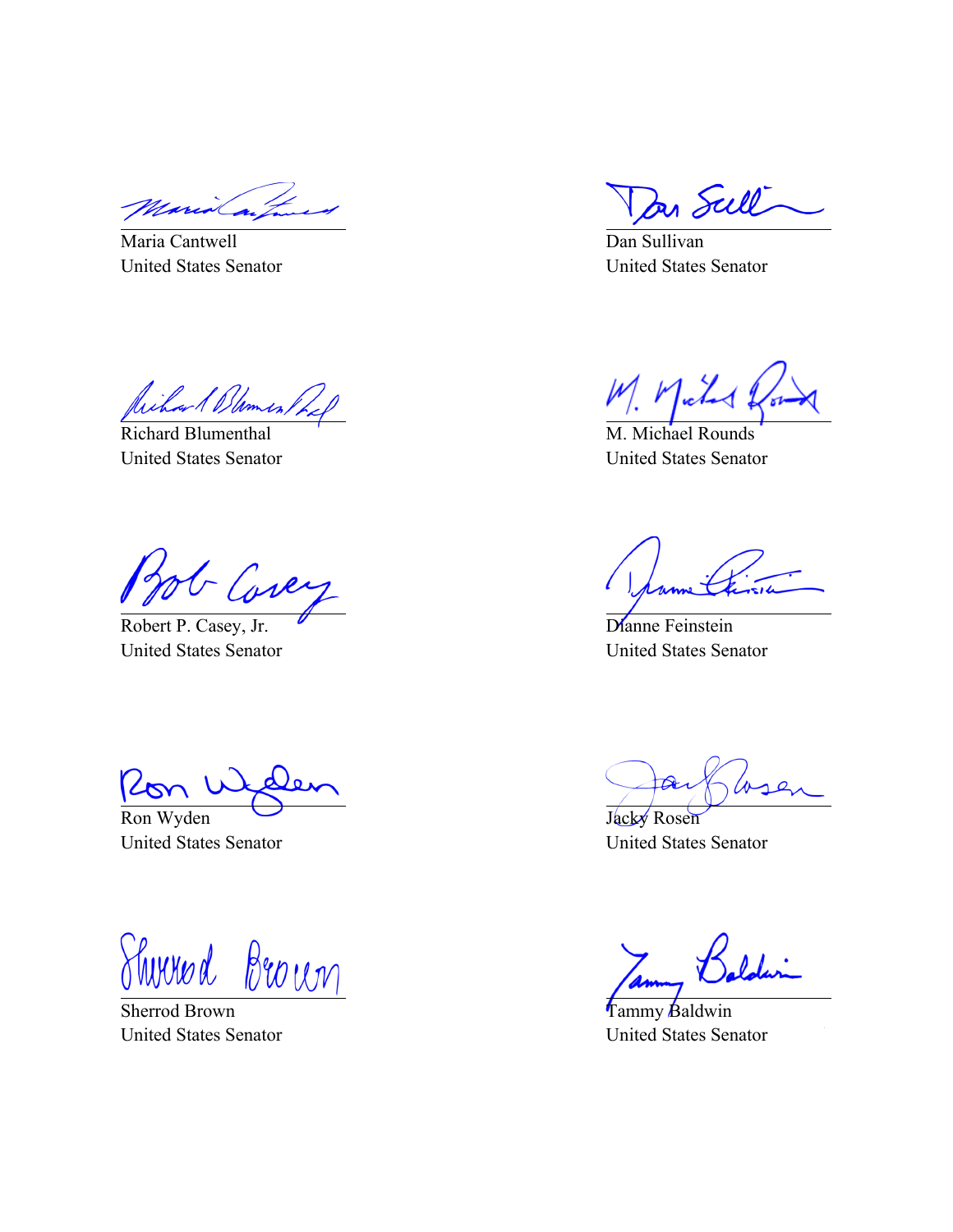Maria Cantwell
United States Senator

Dan Sullivan
United States Senator

Richard Blumenthal
United States Senator

M. Michael Rounds
United States Senator

Robert P. Casey, Jr.
United States Senator

Dianne Feinstein
United States Senator

Ron Wyden
United States Senator

Jacky Rosen
United States Senator

Sherrod Brown
United States Senator

Tammy Baldwin
United States Senator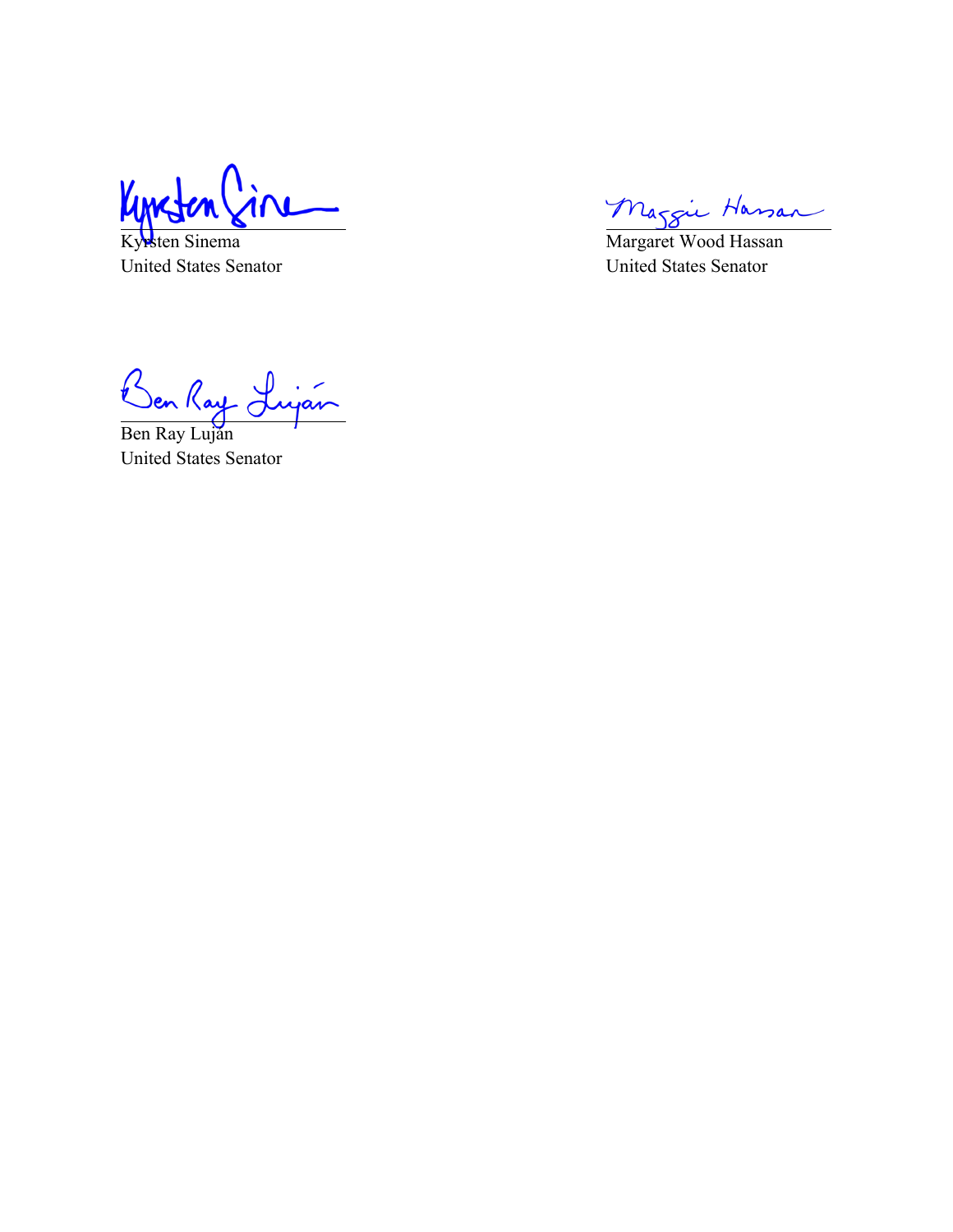Kyrsten Sinema
United States Senator

Margaret Wood Hassan
United States Senator

Ben Ray Luján
United States Senator